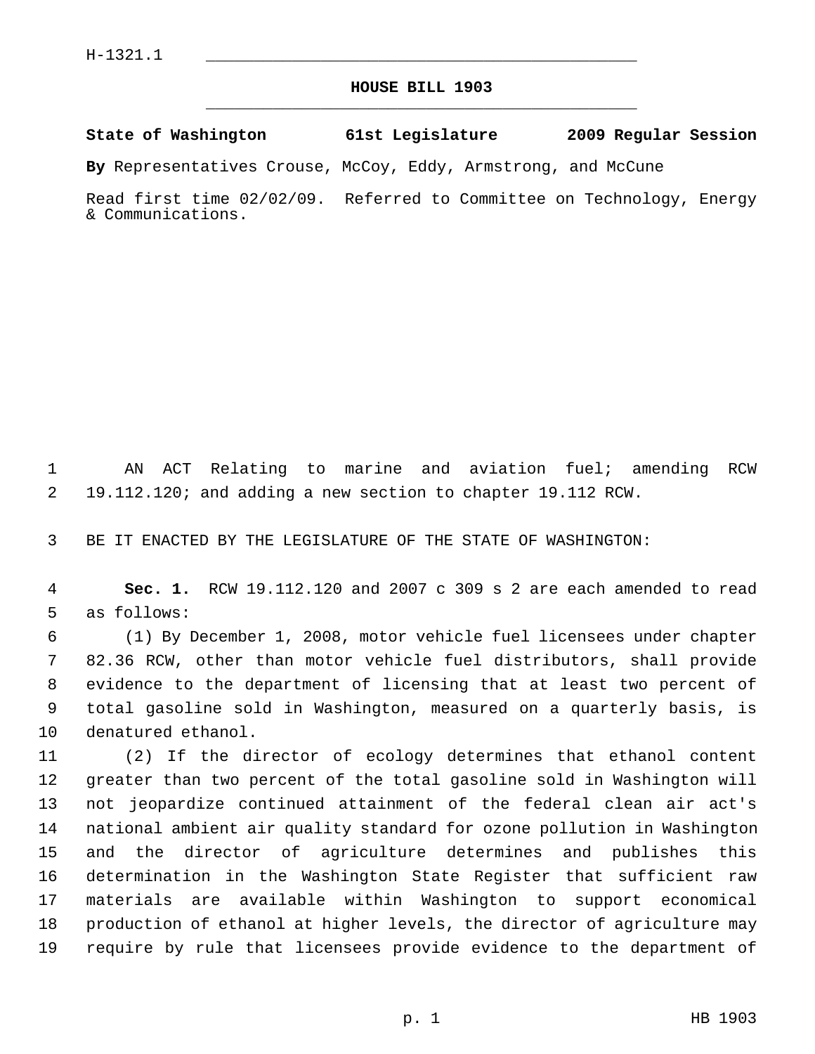H-1321.1

# HOUSE BILL 1903

**State of Washington 61st Legislature 2009 Regular Session**

**By** Representatives Crouse, McCoy, Eddy, Armstrong, and McCune

Read first time 02/02/09. Referred to Committee on Technology, Energy & Communications.

AN ACT Relating to marine and aviation fuel; amending RCW 19.112.120; and adding a new section to chapter 19.112 RCW.

BE IT ENACTED BY THE LEGISLATURE OF THE STATE OF WASHINGTON:

**Sec. 1.** RCW 19.112.120 and 2007 c 309 s 2 are each amended to read as follows:

(1) By December 1, 2008, motor vehicle fuel licensees under chapter 82.36 RCW, other than motor vehicle fuel distributors, shall provide evidence to the department of licensing that at least two percent of total gasoline sold in Washington, measured on a quarterly basis, is denatured ethanol.

(2) If the director of ecology determines that ethanol content greater than two percent of the total gasoline sold in Washington will not jeopardize continued attainment of the federal clean air act's national ambient air quality standard for ozone pollution in Washington and the director of agriculture determines and publishes this determination in the Washington State Register that sufficient raw materials are available within Washington to support economical production of ethanol at higher levels, the director of agriculture may require by rule that licensees provide evidence to the department of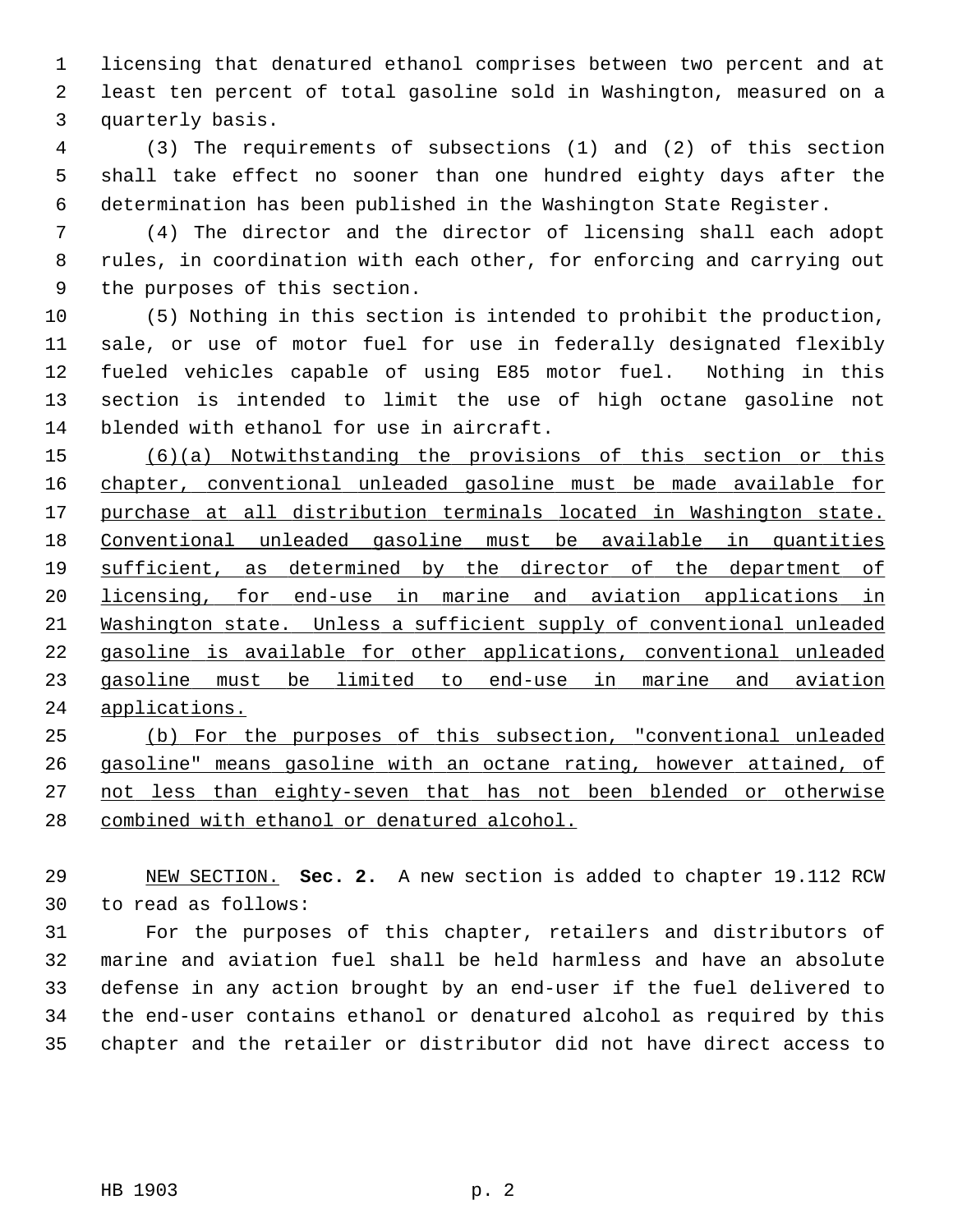licensing that denatured ethanol comprises between two percent and at least ten percent of total gasoline sold in Washington, measured on a quarterly basis.

(3) The requirements of subsections (1) and (2) of this section shall take effect no sooner than one hundred eighty days after the determination has been published in the Washington State Register.

(4) The director and the director of licensing shall each adopt rules, in coordination with each other, for enforcing and carrying out the purposes of this section.

(5) Nothing in this section is intended to prohibit the production, sale, or use of motor fuel for use in federally designated flexibly fueled vehicles capable of using E85 motor fuel. Nothing in this section is intended to limit the use of high octane gasoline not blended with ethanol for use in aircraft.

<u>(6)(a) Notwithstanding the provisions of this section or this chapter, conventional unleaded gasoline must be made available for purchase at all distribution terminals located in Washington state. Conventional unleaded gasoline must be available in quantities sufficient, as determined by the director of the department of licensing, for end-use in marine and aviation applications in Washington state. Unless a sufficient supply of conventional unleaded gasoline is available for other applications, conventional unleaded gasoline must be limited to end-use in marine and aviation applications.</u>

<u>(b) For the purposes of this subsection, "conventional unleaded gasoline" means gasoline with an octane rating, however attained, of not less than eighty-seven that has not been blended or otherwise combined with ethanol or denatured alcohol.</u>

<u>NEW SECTION.</u> **Sec. 2.** A new section is added to chapter 19.112 RCW to read as follows:

For the purposes of this chapter, retailers and distributors of marine and aviation fuel shall be held harmless and have an absolute defense in any action brought by an end-user if the fuel delivered to the end-user contains ethanol or denatured alcohol as required by this chapter and the retailer or distributor did not have direct access to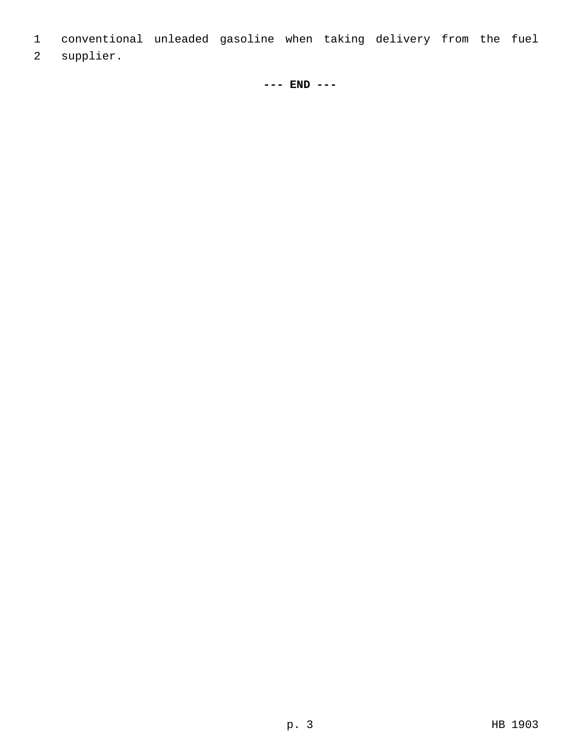conventional unleaded gasoline when taking delivery from the fuel supplier.

**--- END ---**